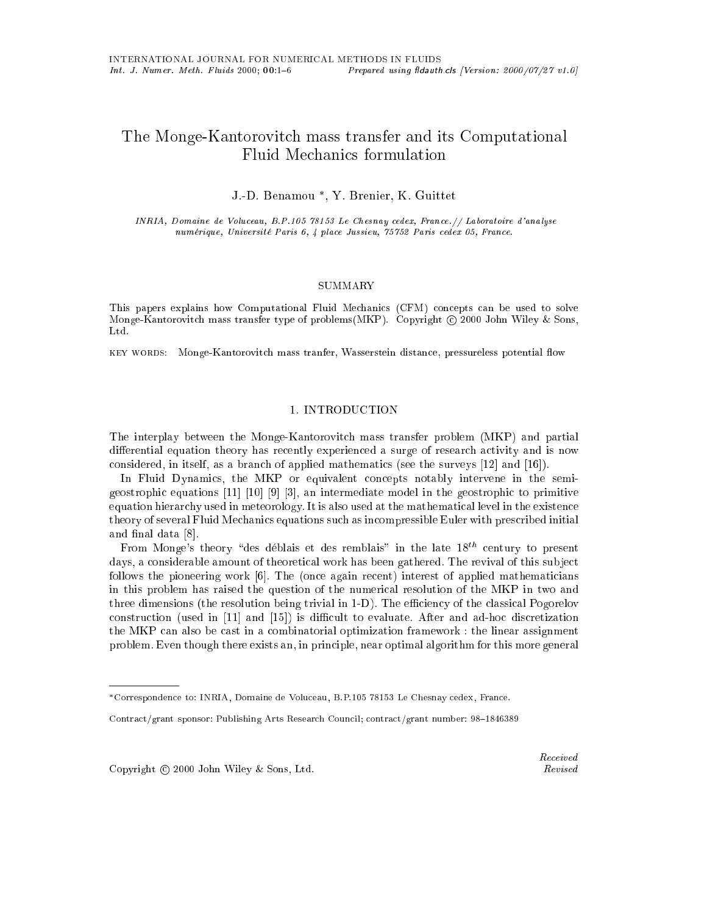# The Monge-Kantorovitch mass transfer and its Computational Fluid Mechanics formulation

J.-D. Benamou *, Y. Brenier, K. Guittet

*INRIA, Domaine de Voluceau, B.P.105 78153 Le Chesnay cedex, France.// Laboratoire d'analyse numérique, Université Paris 6, 4 place Jussieu, 75752 Paris cedex 05, France.*

## SUMMARY

This papers explains how Computational Fluid Mechanics (CFM) concepts can be used to solve Monge-Kantorovitch mass transfer type of problems(MKP). Copyright © 2000 John Wiley & Sons, Ltd.

KEY WORDS: Monge-Kantorovitch mass tranfer, Wasserstein distance, pressureless potential flow

## 1. INTRODUCTION

The interplay between the Monge-Kantorovitch mass transfer problem (MKP) and partial differential equation theory has recently experienced a surge of research activity and is now considered, in itself, as a branch of applied mathematics (see the surveys [12] and [16]).

In Fluid Dynamics, the MKP or equivalent concepts notably intervene in the semi-geostrophic equations [11] [10] [9] [3], an intermediate model in the geostrophic to primitive equation hierarchy used in meteorology. It is also used at the mathematical level in the existence theory of several Fluid Mechanics equations such as incompressible Euler with prescribed initial and final data [8].

From Monge's theory "des déblais et des remblais" in the late $18^{th}$ century to present days, a considerable amount of theoretical work has been gathered. The revival of this subject follows the pioneering work [6]. The (once again recent) interest of applied mathematicians in this problem has raised the question of the numerical resolution of the MKP in two and three dimensions (the resolution being trivial in 1-D). The efficiency of the classical Pogorelov construction (used in [11] and [15]) is difficult to evaluate. After and ad-hoc discretization the MKP can also be cast in a combinatorial optimization framework : the linear assignment problem. Even though there exists an, in principle, near optimal algorithm for this more general

*Correspondence to: INRIA, Domaine de Voluceau, B.P.105 78153 Le Chesnay cedex, France.

Contract/grant sponsor: Publishing Arts Research Council; contract/grant number: 98–1846389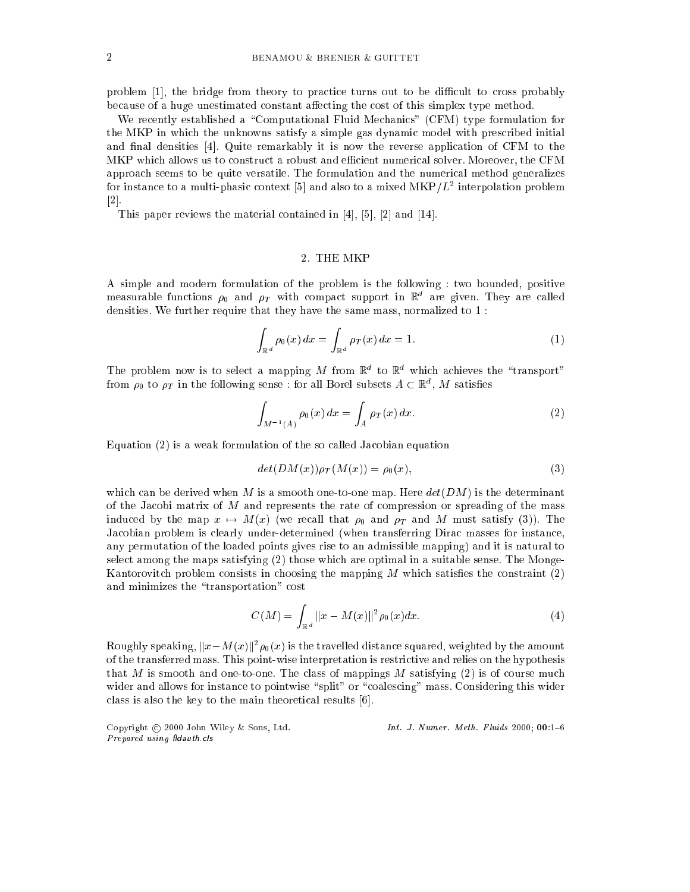problem [1], the bridge from theory to practice turns out to be difficult to cross probably because of a huge unestimated constant affecting the cost of this simplex type method.

We recently established a "Computational Fluid Mechanics" (CFM) type formulation for the MKP in which the unknowns satisfy a simple gas dynamic model with prescribed initial and final densities [4]. Quite remarkably it is now the reverse application of CFM to the MKP which allows us to construct a robust and efficient numerical solver. Moreover, the CFM approach seems to be quite versatile. The formulation and the numerical method generalizes for instance to a multi-phasic context [5] and also to a mixed MKP/$L^2$ interpolation problem [2].

This paper reviews the material contained in [4], [5], [2] and [14].

## 2. THE MKP

A simple and modern formulation of the problem is the following : two bounded, positive measurable functions $\rho_0$ and $\rho_T$ with compact support in $\mathbb{R}^d$ are given. They are called densities. We further require that they have the same mass, normalized to 1 :

$$\int_{\mathbb{R}^d} \rho_0(x)\, dx = \int_{\mathbb{R}^d} \rho_T(x)\, dx = 1. \tag{1}$$

The problem now is to select a mapping $M$ from $\mathbb{R}^d$ to $\mathbb{R}^d$ which achieves the "transport" from $\rho_0$ to $\rho_T$ in the following sense : for all Borel subsets $A \subset \mathbb{R}^d$, $M$ satisfies

$$\int_{M^{-1}(A)} \rho_0(x)\, dx = \int_A \rho_T(x)\, dx. \tag{2}$$

Equation (2) is a weak formulation of the so called Jacobian equation

$$det(DM(x))\rho_T(M(x)) = \rho_0(x), \tag{3}$$

which can be derived when $M$ is a smooth one-to-one map. Here $det(DM)$ is the determinant of the Jacobi matrix of $M$ and represents the rate of compression or spreading of the mass induced by the map $x \mapsto M(x)$ (we recall that $\rho_0$ and $\rho_T$ and $M$ must satisfy (3)). The Jacobian problem is clearly under-determined (when transferring Dirac masses for instance, any permutation of the loaded points gives rise to an admissible mapping) and it is natural to select among the maps satisfying (2) those which are optimal in a suitable sense. The Monge-Kantorovitch problem consists in choosing the mapping $M$ which satisfies the constraint (2) and minimizes the "transportation" cost

$$C(M) = \int_{\mathbb{R}^d} \|x - M(x)\|^2 \rho_0(x) dx. \tag{4}$$

Roughly speaking, $\|x - M(x)\|^2 \rho_0(x)$ is the travelled distance squared, weighted by the amount of the transferred mass. This point-wise interpretation is restrictive and relies on the hypothesis that $M$ is smooth and one-to-one. The class of mappings $M$ satisfying (2) is of course much wider and allows for instance to pointwise "split" or "coalescing" mass. Considering this wider class is also the key to the main theoretical results [6].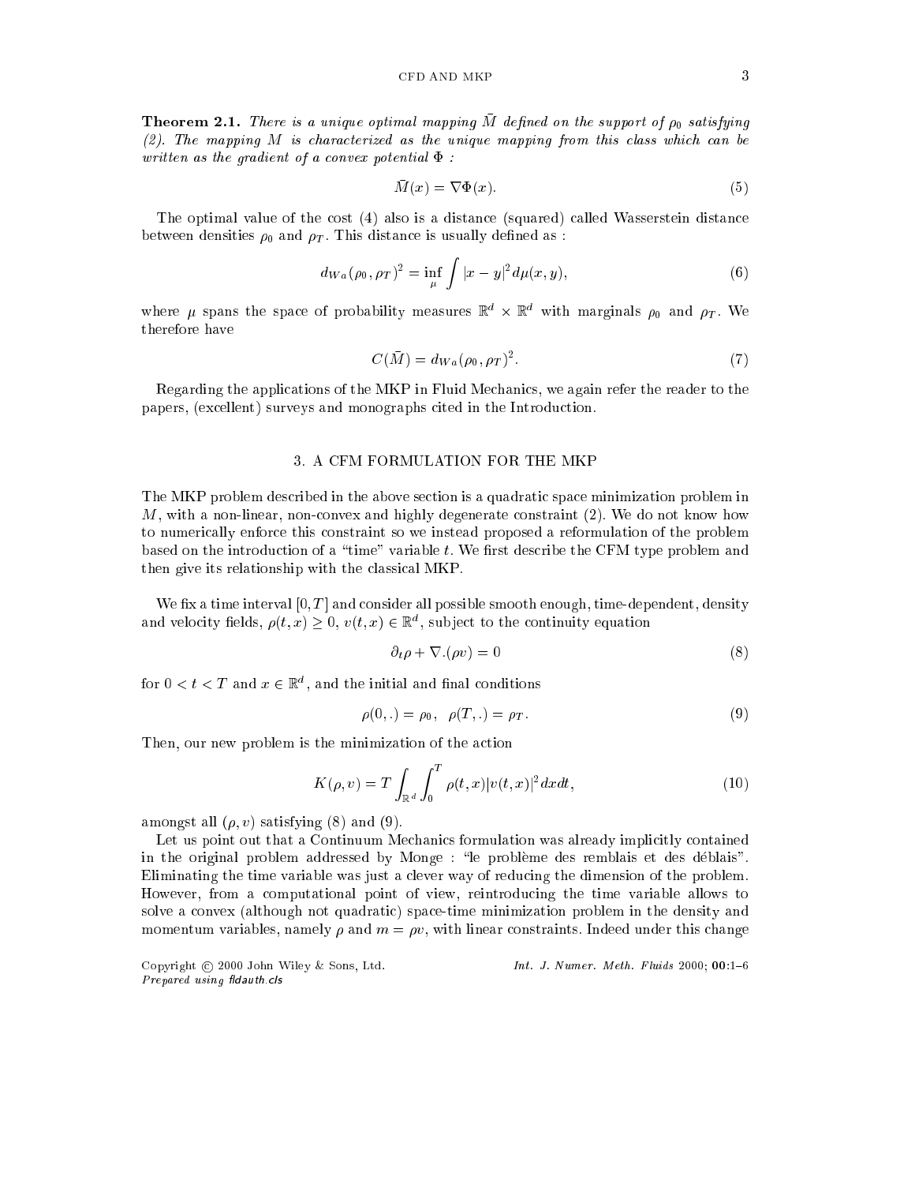**Theorem 2.1.** *There is a unique optimal mapping $\bar{M}$ defined on the support of $\rho_0$ satisfying (2). The mapping $M$ is characterized as the unique mapping from this class which can be written as the gradient of a convex potential $\Phi$ :*

$$\bar{M}(x) = \nabla\Phi(x). \tag{5}$$

The optimal value of the cost (4) also is a distance (squared) called Wasserstein distance between densities $\rho_0$ and $\rho_T$. This distance is usually defined as :

$$d_{Wa}(\rho_0, \rho_T)^2 = \inf_{\mu} \int |x-y|^2 d\mu(x,y), \tag{6}$$

where $\mu$ spans the space of probability measures $\mathbb{R}^d \times \mathbb{R}^d$ with marginals $\rho_0$ and $\rho_T$. We therefore have

$$C(\bar{M}) = d_{Wa}(\rho_0, \rho_T)^2. \tag{7}$$

Regarding the applications of the MKP in Fluid Mechanics, we again refer the reader to the papers, (excellent) surveys and monographs cited in the Introduction.

## 3. A CFM FORMULATION FOR THE MKP

The MKP problem described in the above section is a quadratic space minimization problem in $M$, with a non-linear, non-convex and highly degenerate constraint (2). We do not know how to numerically enforce this constraint so we instead proposed a reformulation of the problem based on the introduction of a "time" variable $t$. We first describe the CFM type problem and then give its relationship with the classical MKP.

We fix a time interval $[0, T]$ and consider all possible smooth enough, time-dependent, density and velocity fields, $\rho(t,x) \geq 0$, $v(t,x) \in \mathbb{R}^d$, subject to the continuity equation

$$\partial_t \rho + \nabla.(\rho v) = 0 \tag{8}$$

for $0 < t < T$ and $x \in \mathbb{R}^d$, and the initial and final conditions

$$\rho(0,.) = \rho_0, \quad \rho(T,.) = \rho_T. \tag{9}$$

Then, our new problem is the minimization of the action

$$K(\rho, v) = T \int_{\mathbb{R}^d} \int_0^T \rho(t,x)|v(t,x)|^2 dx dt, \tag{10}$$

amongst all $(\rho, v)$ satisfying (8) and (9).

Let us point out that a Continuum Mechanics formulation was already implicitly contained in the original problem addressed by Monge : "le problème des remblais et des déblais". Eliminating the time variable was just a clever way of reducing the dimension of the problem. However, from a computational point of view, reintroducing the time variable allows to solve a convex (although not quadratic) space-time minimization problem in the density and momentum variables, namely $\rho$ and $m = \rho v$, with linear constraints. Indeed under this change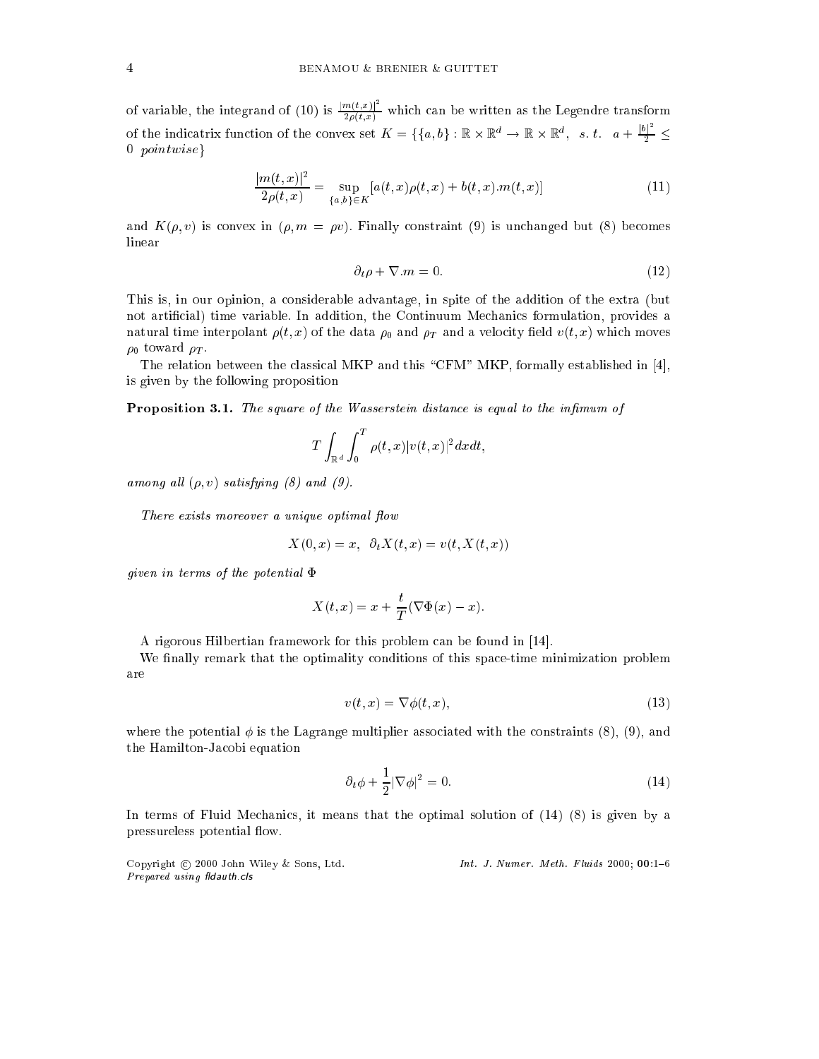of variable, the integrand of (10) is $\frac{|m(t,x)|^2}{2\rho(t,x)}$ which can be written as the Legendre transform of the indicatrix function of the convex set $K = \{\{a, b\} : \mathbb{R} \times \mathbb{R}^d \to \mathbb{R} \times \mathbb{R}^d, \ \ s.\ t. \ \ a + \frac{|b|^2}{2} \leq 0 \ \ pointwise\}$

$$\frac{|m(t,x)|^2}{2\rho(t,x)} = \sup_{\{a,b\} \in K} [a(t,x)\rho(t,x) + b(t,x).m(t,x)] \tag{11}$$

and $K(\rho, v)$ is convex in $(\rho, m = \rho v)$. Finally constraint (9) is unchanged but (8) becomes linear

$$\partial_t \rho + \nabla.m = 0. \tag{12}$$

This is, in our opinion, a considerable advantage, in spite of the addition of the extra (but not artificial) time variable. In addition, the Continuum Mechanics formulation, provides a natural time interpolant $\rho(t,x)$ of the data $\rho_0$ and $\rho_T$ and a velocity field $v(t,x)$ which moves $\rho_0$ toward $\rho_T$.

The relation between the classical MKP and this "CFM" MKP, formally established in [4], is given by the following proposition

**Proposition 3.1.** *The square of the Wasserstein distance is equal to the infimum of*

$$T \int_{\mathbb{R}^d} \int_0^T \rho(t,x)|v(t,x)|^2 dx dt,$$

*among all* $(\rho, v)$ *satisfying (8) and (9).*

*There exists moreover a unique optimal flow*

$$X(0,x) = x, \ \ \partial_t X(t,x) = v(t, X(t,x))$$

*given in terms of the potential* $\Phi$

$$X(t,x) = x + \frac{t}{T}(\nabla \Phi(x) - x).$$

A rigorous Hilbertian framework for this problem can be found in [14].

We finally remark that the optimality conditions of this space-time minimization problem are

$$v(t,x) = \nabla \phi(t,x), \tag{13}$$

where the potential $\phi$ is the Lagrange multiplier associated with the constraints (8), (9), and the Hamilton-Jacobi equation

$$\partial_t \phi + \frac{1}{2}|\nabla \phi|^2 = 0. \tag{14}$$

In terms of Fluid Mechanics, it means that the optimal solution of (14) (8) is given by a pressureless potential flow.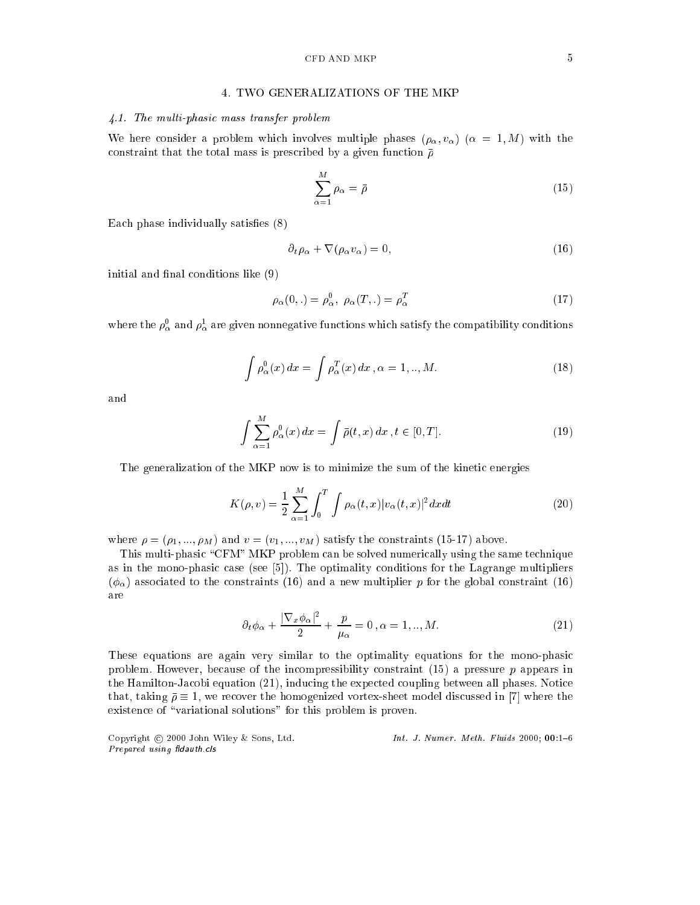## 4. TWO GENERALIZATIONS OF THE MKP

### *4.1. The multi-phasic mass transfer problem*

We here consider a problem which involves multiple phases $(\rho_\alpha, v_\alpha)$ $(\alpha = 1, M)$ with the constraint that the total mass is prescribed by a given function $\bar{\rho}$

$$\sum_{\alpha=1}^{M} \rho_\alpha = \bar{\rho} \tag{15}$$

Each phase individually satisfies (8)

$$\partial_t \rho_\alpha + \nabla(\rho_\alpha v_\alpha) = 0, \tag{16}$$

initial and final conditions like (9)

$$\rho_\alpha(0,.) = \rho_\alpha^0,\ \rho_\alpha(T,.) = \rho_\alpha^T \tag{17}$$

where the $\rho_\alpha^0$ and $\rho_\alpha^1$ are given nonnegative functions which satisfy the compatibility conditions

$$\int \rho_\alpha^0(x)\, dx = \int \rho_\alpha^T(x)\, dx\,, \alpha = 1,..,M. \tag{18}$$

and

$$\int \sum_{\alpha=1}^{M} \rho_\alpha^0(x)\, dx = \int \bar{\rho}(t,x)\, dx\,, t \in [0,T]. \tag{19}$$

The generalization of the MKP now is to minimize the sum of the kinetic energies

$$K(\rho, v) = \frac{1}{2} \sum_{\alpha=1}^{M} \int_0^T \int \rho_\alpha(t,x) |v_\alpha(t,x)|^2\, dx dt \tag{20}$$

where $\rho = (\rho_1, ..., \rho_M)$ and $v = (v_1, ..., v_M)$ satisfy the constraints (15-17) above.

This multi-phasic "CFM" MKP problem can be solved numerically using the same technique as in the mono-phasic case (see [5]). The optimality conditions for the Lagrange multipliers $(\phi_\alpha)$ associated to the constraints (16) and a new multiplier $p$ for the global constraint (16) are

$$\partial_t \phi_\alpha + \frac{|\nabla_x \phi_\alpha|^2}{2} + \frac{p}{\mu_\alpha} = 0\,, \alpha = 1,..,M. \tag{21}$$

These equations are again very similar to the optimality equations for the mono-phasic problem. However, because of the incompressibility constraint (15) a pressure $p$ appears in the Hamilton-Jacobi equation (21), inducing the expected coupling between all phases. Notice that, taking $\bar{\rho} \equiv 1$, we recover the homogenized vortex-sheet model discussed in [7] where the existence of "variational solutions" for this problem is proven.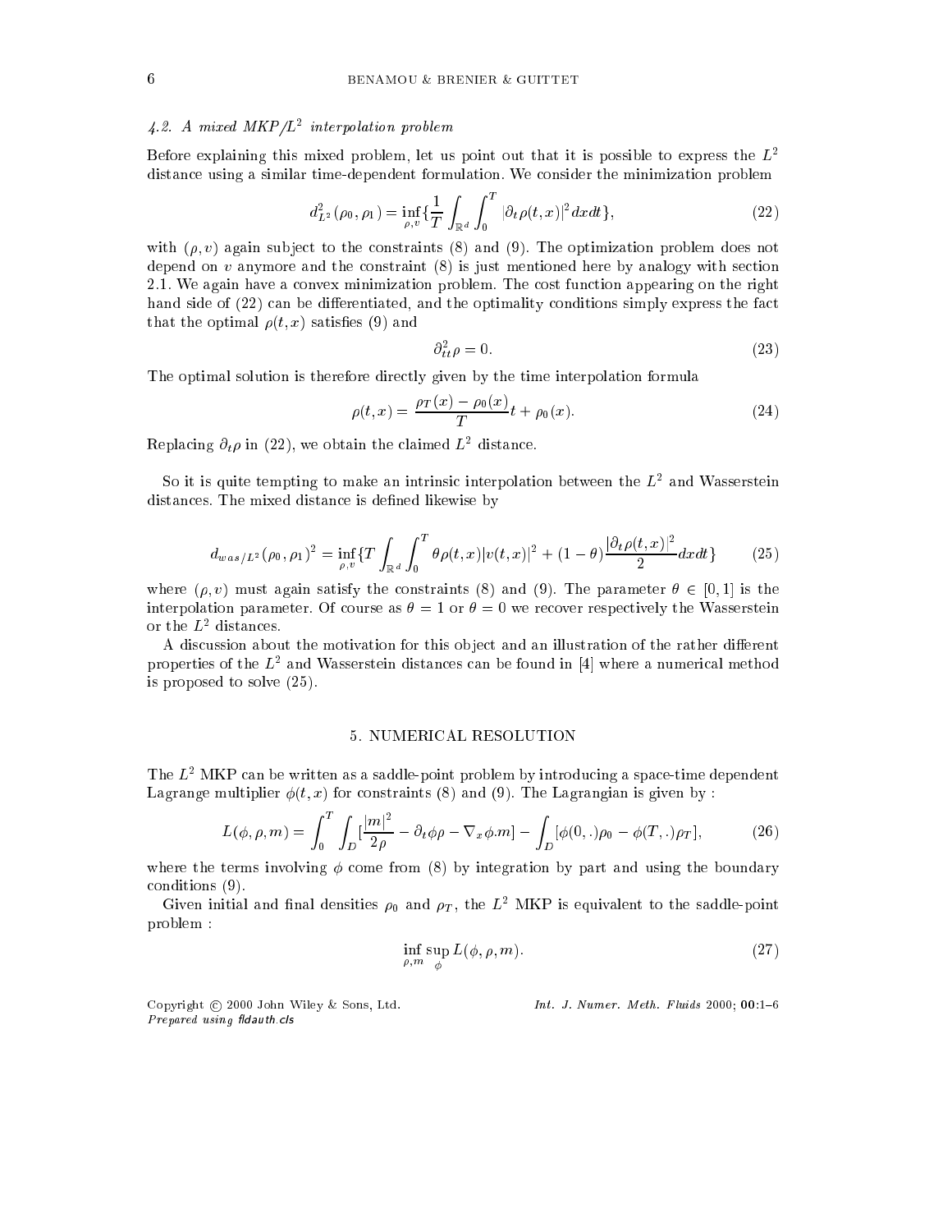### 4.2. A mixed MKP/$L^2$ interpolation problem

Before explaining this mixed problem, let us point out that it is possible to express the $L^2$ distance using a similar time-dependent formulation. We consider the minimization problem

$$d^2_{L^2}(\rho_0, \rho_1) = \inf_{\rho, v}\{\frac{1}{T}\int_{\mathbb{R}^d}\int_0^T |\partial_t \rho(t,x)|^2 dx dt\}, \tag{22}$$

with $(\rho, v)$ again subject to the constraints (8) and (9). The optimization problem does not depend on $v$ anymore and the constraint (8) is just mentioned here by analogy with section 2.1. We again have a convex minimization problem. The cost function appearing on the right hand side of (22) can be differentiated, and the optimality conditions simply express the fact that the optimal $\rho(t,x)$ satisfies (9) and

$$\partial^2_{tt}\rho = 0. \tag{23}$$

The optimal solution is therefore directly given by the time interpolation formula

$$\rho(t,x) = \frac{\rho_T(x) - \rho_0(x)}{T} t + \rho_0(x). \tag{24}$$

Replacing $\partial_t \rho$ in (22), we obtain the claimed $L^2$ distance.

So it is quite tempting to make an intrinsic interpolation between the $L^2$ and Wasserstein distances. The mixed distance is defined likewise by

$$d_{was/L^2}(\rho_0, \rho_1)^2 = \inf_{\rho, v}\{T\int_{\mathbb{R}^d}\int_0^T \theta\rho(t,x)|v(t,x)|^2 + (1-\theta)\frac{|\partial_t \rho(t,x)|^2}{2} dx dt\} \tag{25}$$

where $(\rho, v)$ must again satisfy the constraints (8) and (9). The parameter $\theta \in [0,1]$ is the interpolation parameter. Of course as $\theta = 1$ or $\theta = 0$ we recover respectively the Wasserstein or the $L^2$ distances.

A discussion about the motivation for this object and an illustration of the rather different properties of the $L^2$ and Wasserstein distances can be found in [4] where a numerical method is proposed to solve (25).

## 5. NUMERICAL RESOLUTION

The $L^2$ MKP can be written as a saddle-point problem by introducing a space-time dependent Lagrange multiplier $\phi(t,x)$ for constraints (8) and (9). The Lagrangian is given by :

$$L(\phi, \rho, m) = \int_0^T \int_D [\frac{|m|^2}{2\rho} - \partial_t \phi \rho - \nabla_x \phi . m] - \int_D [\phi(0,.)\rho_0 - \phi(T,.)\rho_T], \tag{26}$$

where the terms involving $\phi$ come from (8) by integration by part and using the boundary conditions (9).

Given initial and final densities $\rho_0$ and $\rho_T$, the $L^2$ MKP is equivalent to the saddle-point problem :

$$\inf_{\rho, m} \sup_{\phi} L(\phi, \rho, m). \tag{27}$$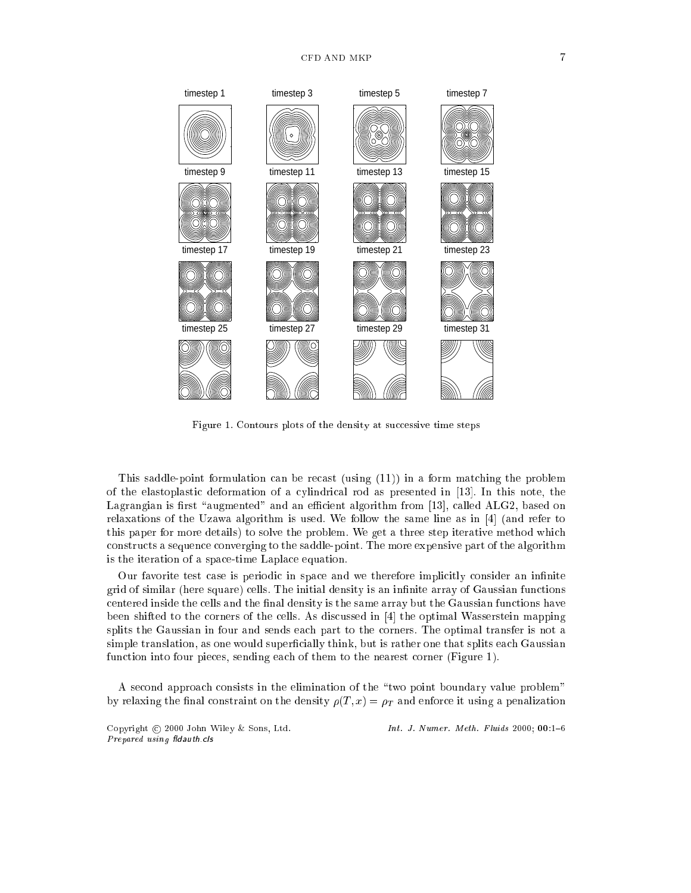Figure 1. Contours plots of the density at successive time steps

This saddle-point formulation can be recast (using (11)) in a form matching the problem of the elastoplastic deformation of a cylindrical rod as presented in [13]. In this note, the Lagrangian is first "augmented" and an efficient algorithm from [13], called ALG2, based on relaxations of the Uzawa algorithm is used. We follow the same line as in [4] (and refer to this paper for more details) to solve the problem. We get a three step iterative method which constructs a sequence converging to the saddle-point. The more expensive part of the algorithm is the iteration of a space-time Laplace equation.

Our favorite test case is periodic in space and we therefore implicitly consider an infinite grid of similar (here square) cells. The initial density is an infinite array of Gaussian functions centered inside the cells and the final density is the same array but the Gaussian functions have been shifted to the corners of the cells. As discussed in [4] the optimal Wasserstein mapping splits the Gaussian in four and sends each part to the corners. The optimal transfer is not a simple translation, as one would superficially think, but is rather one that splits each Gaussian function into four pieces, sending each of them to the nearest corner (Figure 1).

A second approach consists in the elimination of the "two point boundary value problem" by relaxing the final constraint on the density $\rho(T, x) = \rho_T$ and enforce it using a penalization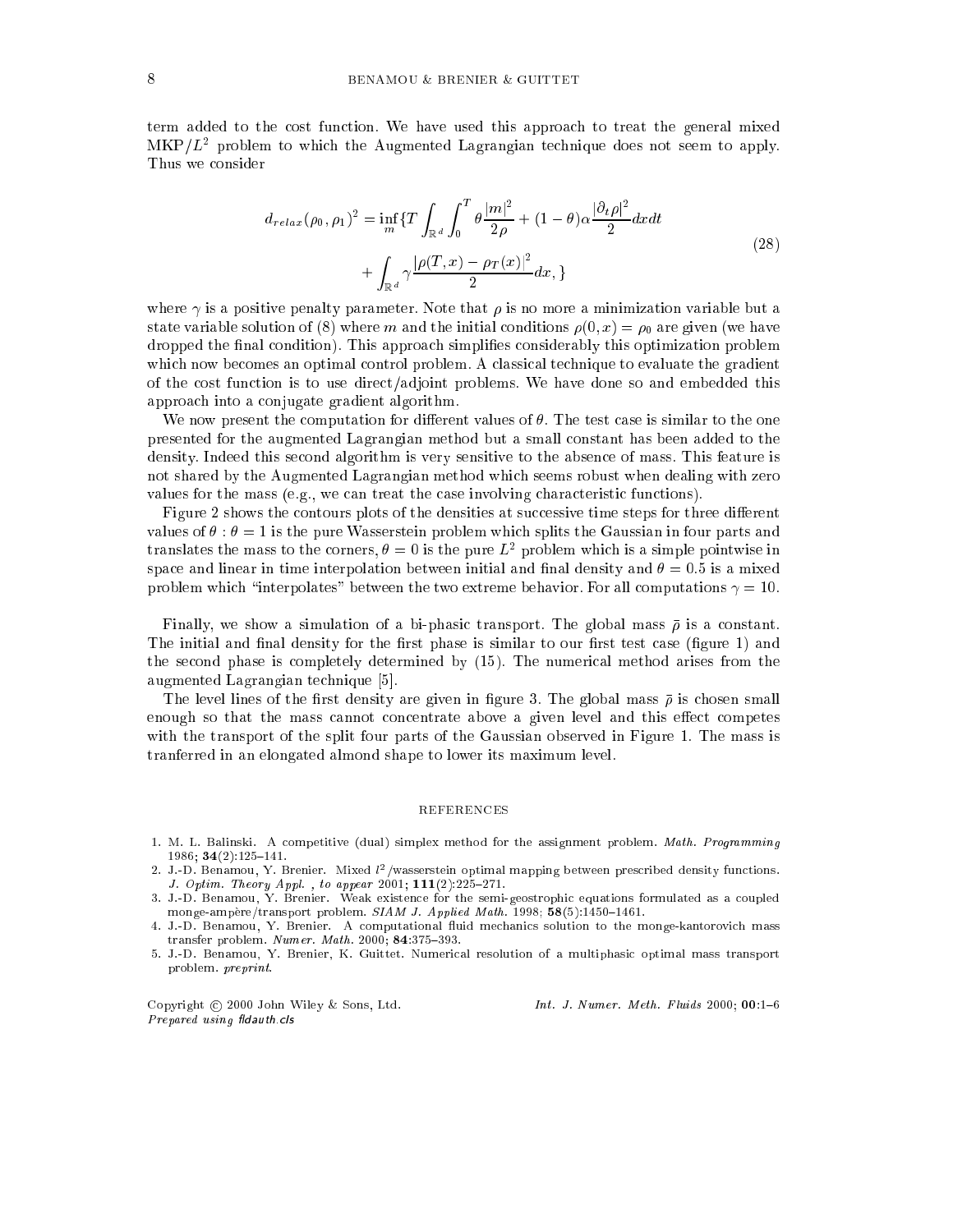term added to the cost function. We have used this approach to treat the general mixed MKP/$L^2$ problem to which the Augmented Lagrangian technique does not seem to apply. Thus we consider

$$
\begin{aligned}
d_{relax}(\rho_0, \rho_1)^2 = \inf_m \{ T \int_{\mathbb{R}^d} \int_0^T \theta \frac{|m|^2}{2\rho} + (1-\theta)\alpha \frac{|\partial_t \rho|^2}{2} dx dt \\
+ \int_{\mathbb{R}^d} \gamma \frac{|\rho(T,x) - \rho_T(x)|^2}{2} dx, \}
\end{aligned}
\tag{28}
$$

where $\gamma$ is a positive penalty parameter. Note that $\rho$ is no more a minimization variable but a state variable solution of (8) where $m$ and the initial conditions $\rho(0,x) = \rho_0$ are given (we have dropped the final condition). This approach simplifies considerably this optimization problem which now becomes an optimal control problem. A classical technique to evaluate the gradient of the cost function is to use direct/adjoint problems. We have done so and embedded this approach into a conjugate gradient algorithm.

We now present the computation for different values of $\theta$. The test case is similar to the one presented for the augmented Lagrangian method but a small constant has been added to the density. Indeed this second algorithm is very sensitive to the absence of mass. This feature is not shared by the Augmented Lagrangian method which seems robust when dealing with zero values for the mass (e.g., we can treat the case involving characteristic functions).

Figure 2 shows the contours plots of the densities at successive time steps for three different values of $\theta$ : $\theta = 1$ is the pure Wasserstein problem which splits the Gaussian in four parts and translates the mass to the corners, $\theta = 0$ is the pure $L^2$ problem which is a simple pointwise in space and linear in time interpolation between initial and final density and $\theta = 0.5$ is a mixed problem which "interpolates" between the two extreme behavior. For all computations $\gamma = 10$.

Finally, we show a simulation of a bi-phasic transport. The global mass $\bar{\rho}$ is a constant. The initial and final density for the first phase is similar to our first test case (figure 1) and the second phase is completely determined by (15). The numerical method arises from the augmented Lagrangian technique [5].

The level lines of the first density are given in figure 3. The global mass $\bar{\rho}$ is chosen small enough so that the mass cannot concentrate above a given level and this effect competes with the transport of the split four parts of the Gaussian observed in Figure 1. The mass is tranferred in an elongated almond shape to lower its maximum level.

## REFERENCES

1. M. L. Balinski. A competitive (dual) simplex method for the assignment problem. *Math. Programming* 1986; **34**(2):125–141.
2. J.-D. Benamou, Y. Brenier. Mixed $l^2$/wasserstein optimal mapping between prescribed density functions. *J. Optim. Theory Appl. , to appear* 2001; **111**(2):225–271.
3. J.-D. Benamou, Y. Brenier. Weak existence for the semi-geostrophic equations formulated as a coupled monge-ampère/transport problem. *SIAM J. Applied Math.* 1998; **58**(5):1450–1461.
4. J.-D. Benamou, Y. Brenier. A computational fluid mechanics solution to the monge-kantorovich mass transfer problem. *Numer. Math.* 2000; **84**:375–393.
5. J.-D. Benamou, Y. Brenier, K. Guittet. Numerical resolution of a multiphasic optimal mass transport problem. *preprint*.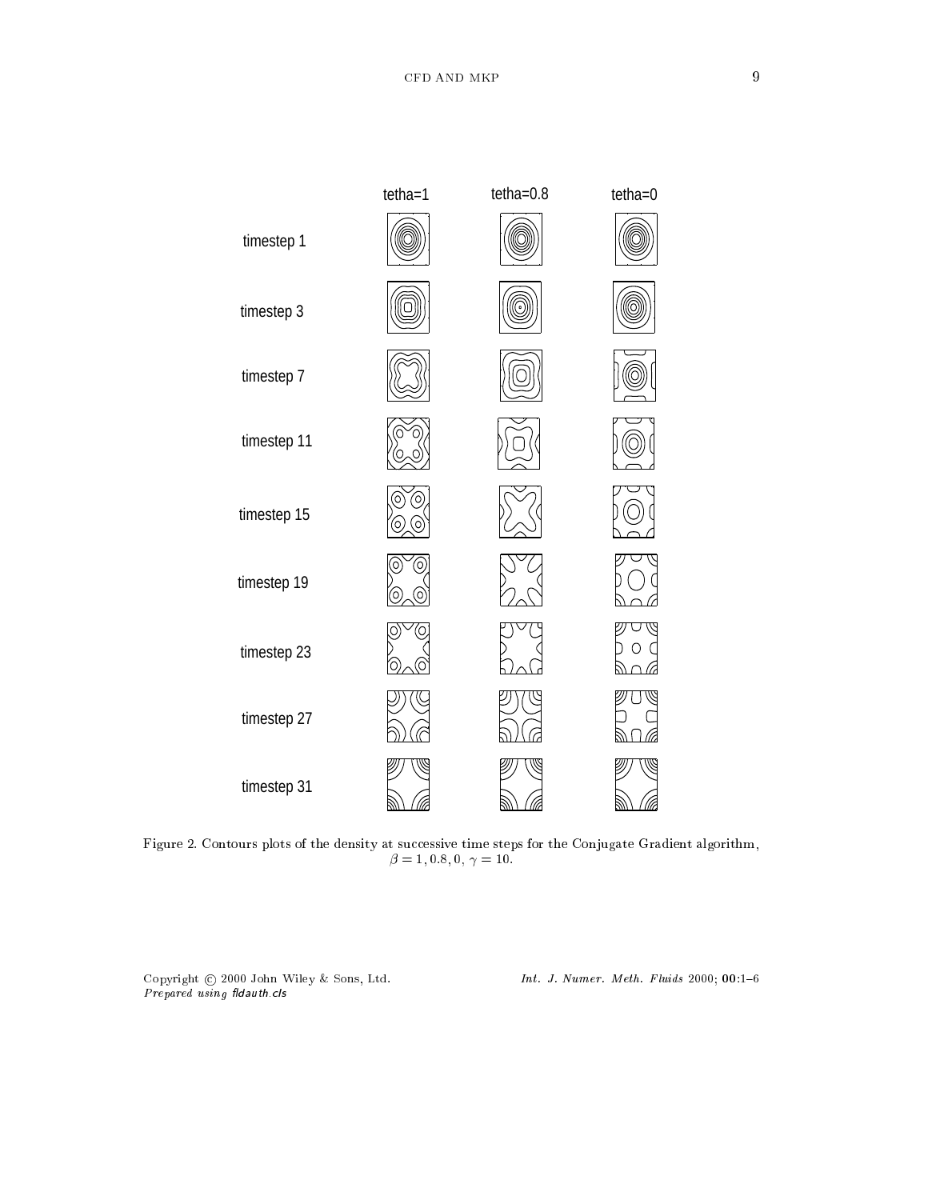Figure 2. Contours plots of the density at successive time steps for the Conjugate Gradient algorithm, $\beta = 1, 0.8, 0$, $\gamma = 10$.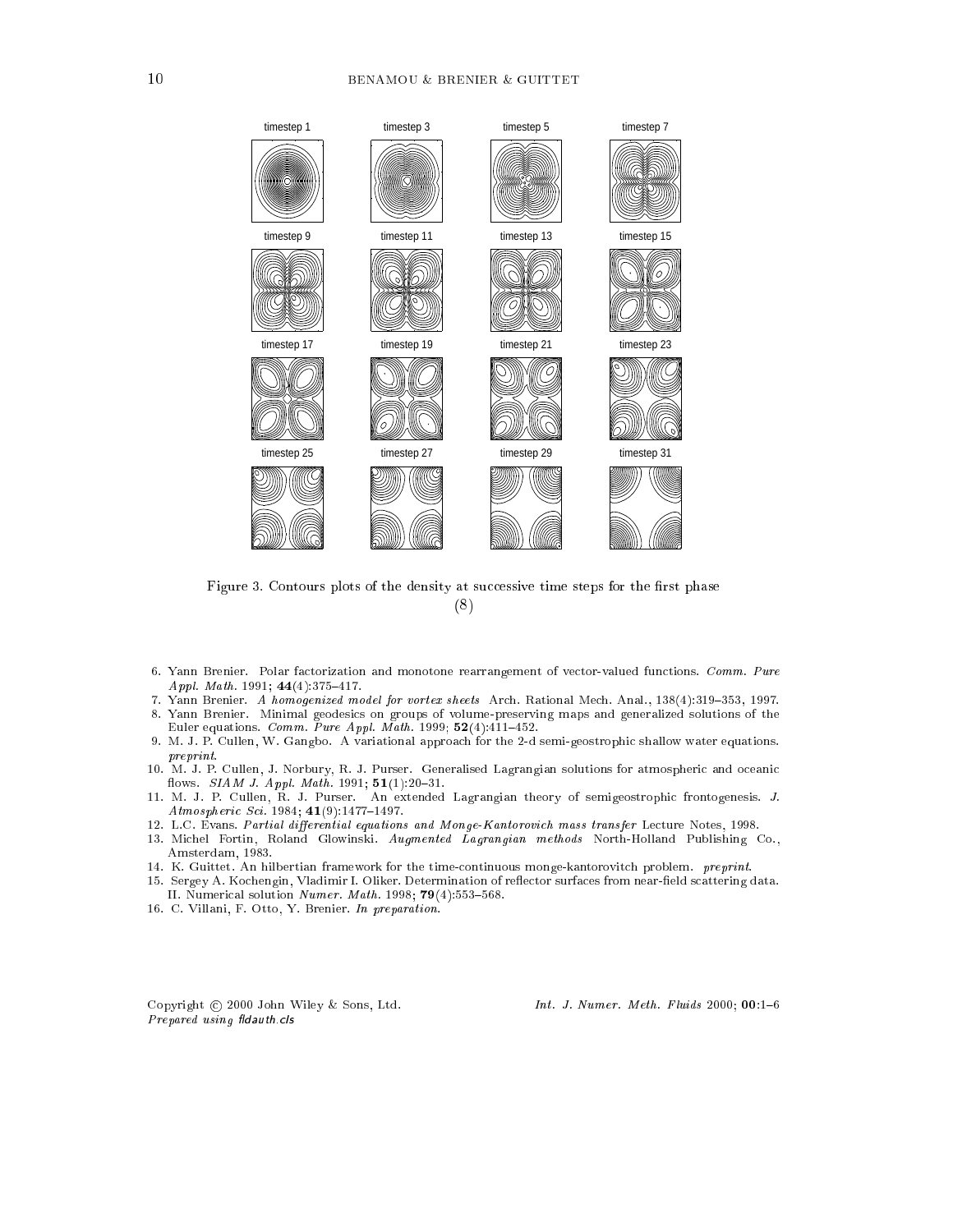timestep 1

timestep 3

timestep 5

timestep 7

timestep 9

timestep 11

timestep 13

timestep 15

timestep 17

timestep 19

timestep 21

timestep 23

timestep 25

timestep 27

timestep 29

timestep 31

Figure 3. Contours plots of the density at successive time steps for the first phase (8)

6. Yann Brenier. Polar factorization and monotone rearrangement of vector-valued functions. *Comm. Pure Appl. Math.* 1991; **44**(4):375–417.
7. Yann Brenier. *A homogenized model for vortex sheets* Arch. Rational Mech. Anal., 138(4):319–353, 1997.
8. Yann Brenier. Minimal geodesics on groups of volume-preserving maps and generalized solutions of the Euler equations. *Comm. Pure Appl. Math.* 1999; **52**(4):411–452.
9. M. J. P. Cullen, W. Gangbo. A variational approach for the 2-d semi-geostrophic shallow water equations. *preprint*.
10. M. J. P. Cullen, J. Norbury, R. J. Purser. Generalised Lagrangian solutions for atmospheric and oceanic flows. *SIAM J. Appl. Math.* 1991; **51**(1):20–31.
11. M. J. P. Cullen, R. J. Purser. An extended Lagrangian theory of semigeostrophic frontogenesis. *J. Atmospheric Sci.* 1984; **41**(9):1477–1497.
12. L.C. Evans. *Partial differential equations and Monge-Kantorovich mass transfer* Lecture Notes, 1998.
13. Michel Fortin, Roland Glowinski. *Augmented Lagrangian methods* North-Holland Publishing Co., Amsterdam, 1983.
14. K. Guittet. An hilbertian framework for the time-continuous monge-kantorovitch problem. *preprint*.
15. Sergey A. Kochengin, Vladimir I. Oliker. Determination of reflector surfaces from near-field scattering data. II. Numerical solution *Numer. Math.* 1998; **79**(4):553–568.
16. C. Villani, F. Otto, Y. Brenier. *In preparation*.